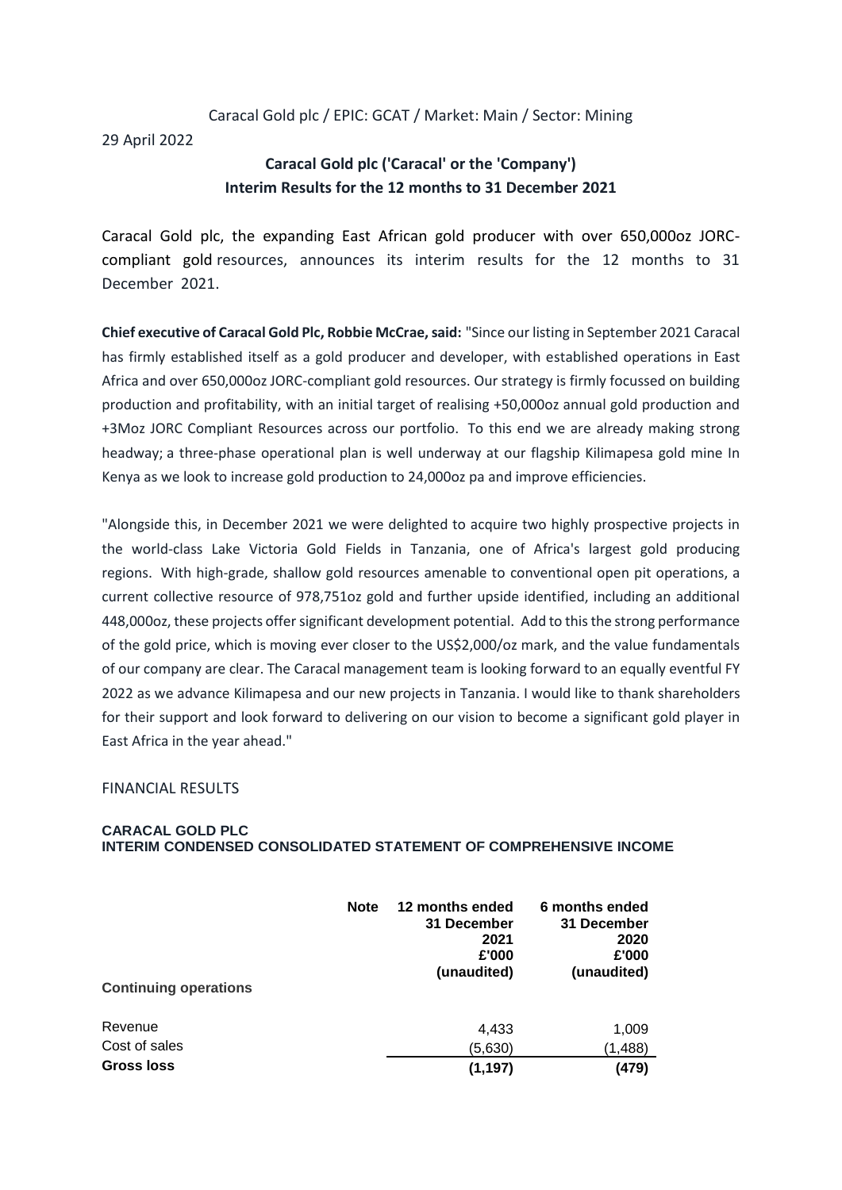Caracal Gold plc / EPIC: GCAT / Market: Main / Sector: Mining

29 April 2022

## Caracal Gold plc ('Caracal' or the 'Company')
## Interim Results for the 12 months to 31 December 2021

Caracal Gold plc, the expanding East African gold producer with over 650,000oz JORC-compliant gold resources, announces its interim results for the 12 months to 31 December 2021.

**Chief executive of Caracal Gold Plc, Robbie McCrae, said:** "Since our listing in September 2021 Caracal has firmly established itself as a gold producer and developer, with established operations in East Africa and over 650,000oz JORC-compliant gold resources. Our strategy is firmly focussed on building production and profitability, with an initial target of realising +50,000oz annual gold production and +3Moz JORC Compliant Resources across our portfolio. To this end we are already making strong headway; a three-phase operational plan is well underway at our flagship Kilimapesa gold mine In Kenya as we look to increase gold production to 24,000oz pa and improve efficiencies.

"Alongside this, in December 2021 we were delighted to acquire two highly prospective projects in the world-class Lake Victoria Gold Fields in Tanzania, one of Africa's largest gold producing regions. With high-grade, shallow gold resources amenable to conventional open pit operations, a current collective resource of 978,751oz gold and further upside identified, including an additional 448,000oz, these projects offer significant development potential. Add to this the strong performance of the gold price, which is moving ever closer to the US$2,000/oz mark, and the value fundamentals of our company are clear. The Caracal management team is looking forward to an equally eventful FY 2022 as we advance Kilimapesa and our new projects in Tanzania. I would like to thank shareholders for their support and look forward to delivering on our vision to become a significant gold player in East Africa in the year ahead."

FINANCIAL RESULTS

**CARACAL GOLD PLC**
**INTERIM CONDENSED CONSOLIDATED STATEMENT OF COMPREHENSIVE INCOME**

| | Note | 12 months ended 31 December 2021 £'000 (unaudited) | 6 months ended 31 December 2020 £'000 (unaudited) |
|---|---|---|---|
| **Continuing operations** | | | |
| Revenue | | 4,433 | 1,009 |
| Cost of sales | | (5,630) | (1,488) |
| **Gross loss** | | **(1,197)** | **(479)** |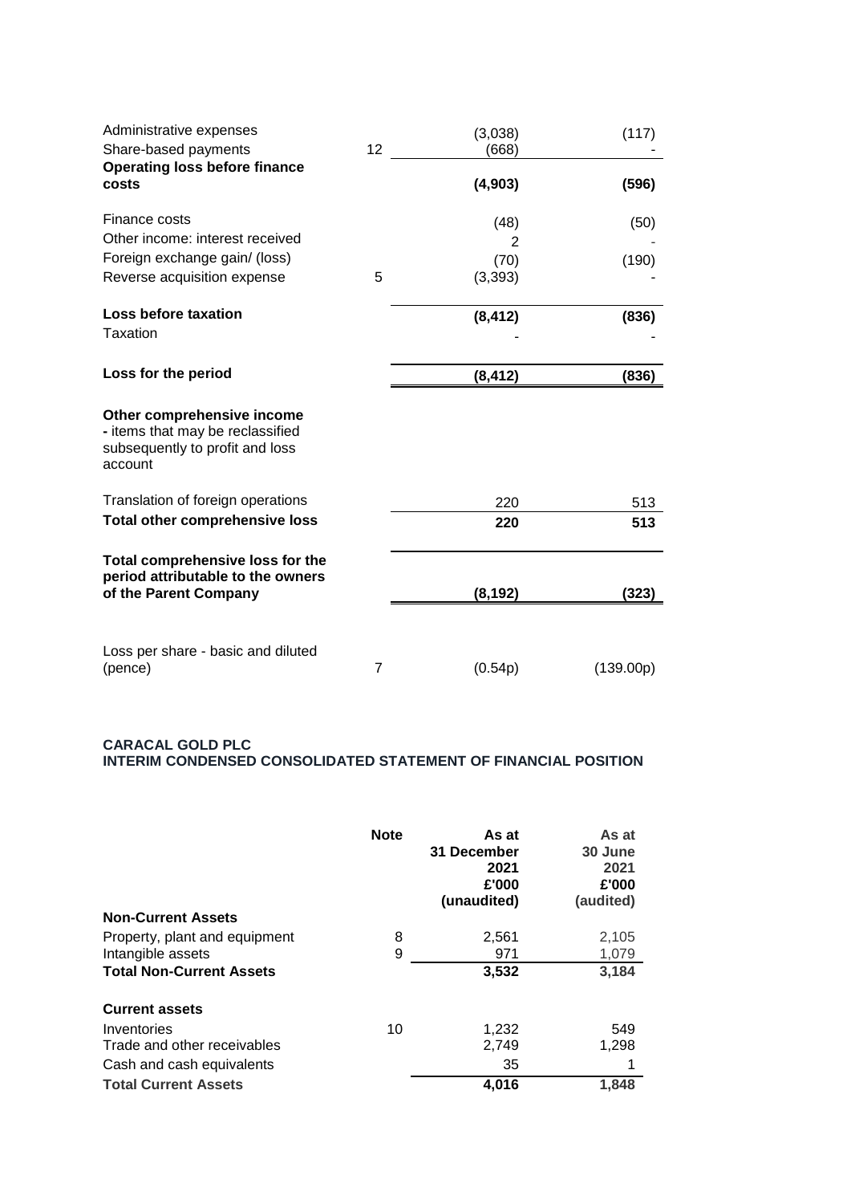| | Note | | |
|---|---|---|---|
| Administrative expenses | | (3,038) | (117) |
| Share-based payments | 12 | (668) | - |
| **Operating loss before finance costs** | | **(4,903)** | **(596)** |
| Finance costs | | (48) | (50) |
| Other income: interest received | | 2 | - |
| Foreign exchange gain/ (loss) | | (70) | (190) |
| Reverse acquisition expense | 5 | (3,393) | - |
| **Loss before taxation** | | **(8,412)** | **(836)** |
| Taxation | | - | - |
| **Loss for the period** | | **(8,412)** | **(836)** |
| **Other comprehensive income - items that may be reclassified subsequently to profit and loss account** | | | |
| Translation of foreign operations | | 220 | 513 |
| **Total other comprehensive loss** | | **220** | **513** |
| **Total comprehensive loss for the period attributable to the owners of the Parent Company** | | **(8,192)** | **(323)** |
| Loss per share - basic and diluted (pence) | 7 | (0.54p) | (139.00p) |

**CARACAL GOLD PLC**
**INTERIM CONDENSED CONSOLIDATED STATEMENT OF FINANCIAL POSITION**

| | **Note** | **As at 31 December 2021 £'000 (unaudited)** | **As at 30 June 2021 £'000 (audited)** |
|---|---|---|---|
| **Non-Current Assets** | | | |
| Property, plant and equipment | 8 | 2,561 | 2,105 |
| Intangible assets | 9 | 971 | 1,079 |
| **Total Non-Current Assets** | | **3,532** | **3,184** |
| **Current assets** | | | |
| Inventories | 10 | 1,232 | 549 |
| Trade and other receivables | | 2,749 | 1,298 |
| Cash and cash equivalents | | 35 | 1 |
| **Total Current Assets** | | **4,016** | **1,848** |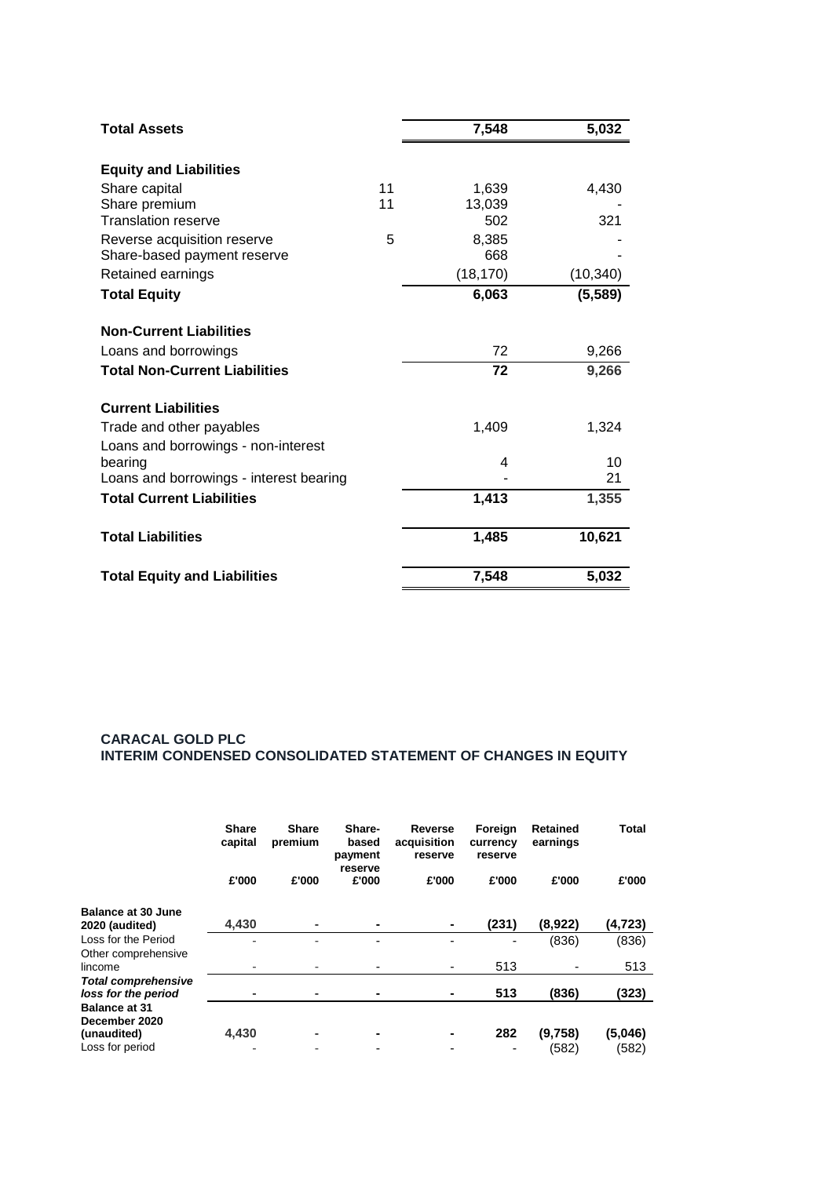| | Note | | |
|---|---|---|---|
| **Total Assets** | | **7,548** | **5,032** |
| | | | |
| **Equity and Liabilities** | | | |
| Share capital | 11 | 1,639 | 4,430 |
| Share premium | 11 | 13,039 | - |
| Translation reserve | | 502 | 321 |
| Reverse acquisition reserve | 5 | 8,385 | - |
| Share-based payment reserve | | 668 | - |
| Retained earnings | | (18,170) | (10,340) |
| **Total Equity** | | **6,063** | **(5,589)** |
| | | | |
| **Non-Current Liabilities** | | | |
| Loans and borrowings | | 72 | 9,266 |
| **Total Non-Current Liabilities** | | **72** | **9,266** |
| | | | |
| **Current Liabilities** | | | |
| Trade and other payables | | 1,409 | 1,324 |
| Loans and borrowings - non-interest bearing | | 4 | 10 |
| Loans and borrowings - interest bearing | | - | 21 |
| **Total Current Liabilities** | | **1,413** | **1,355** |
| | | | |
| **Total Liabilities** | | **1,485** | **10,621** |
| | | | |
| **Total Equity and Liabilities** | | **7,548** | **5,032** |

**CARACAL GOLD PLC**
**INTERIM CONDENSED CONSOLIDATED STATEMENT OF CHANGES IN EQUITY**

| | Share capital | Share premium | Share-based payment reserve | Reverse acquisition reserve | Foreign currency reserve | Retained earnings | Total |
|---|---|---|---|---|---|---|---|
| | £'000 | £'000 | £'000 | £'000 | £'000 | £'000 | £'000 |
| **Balance at 30 June 2020 (audited)** | **4,430** | **-** | **-** | **-** | **(231)** | **(8,922)** | **(4,723)** |
| Loss for the Period | - | - | - | - | - | (836) | (836) |
| Other comprehensive lincome | - | - | - | - | 513 | - | 513 |
| ***Total comprehensive loss for the period*** | **-** | **-** | **-** | **-** | **513** | **(836)** | **(323)** |
| **Balance at 31 December 2020 (unaudited)** | **4,430** | **-** | **-** | **-** | **282** | **(9,758)** | **(5,046)** |
| Loss for period | - | - | - | - | - | (582) | (582) |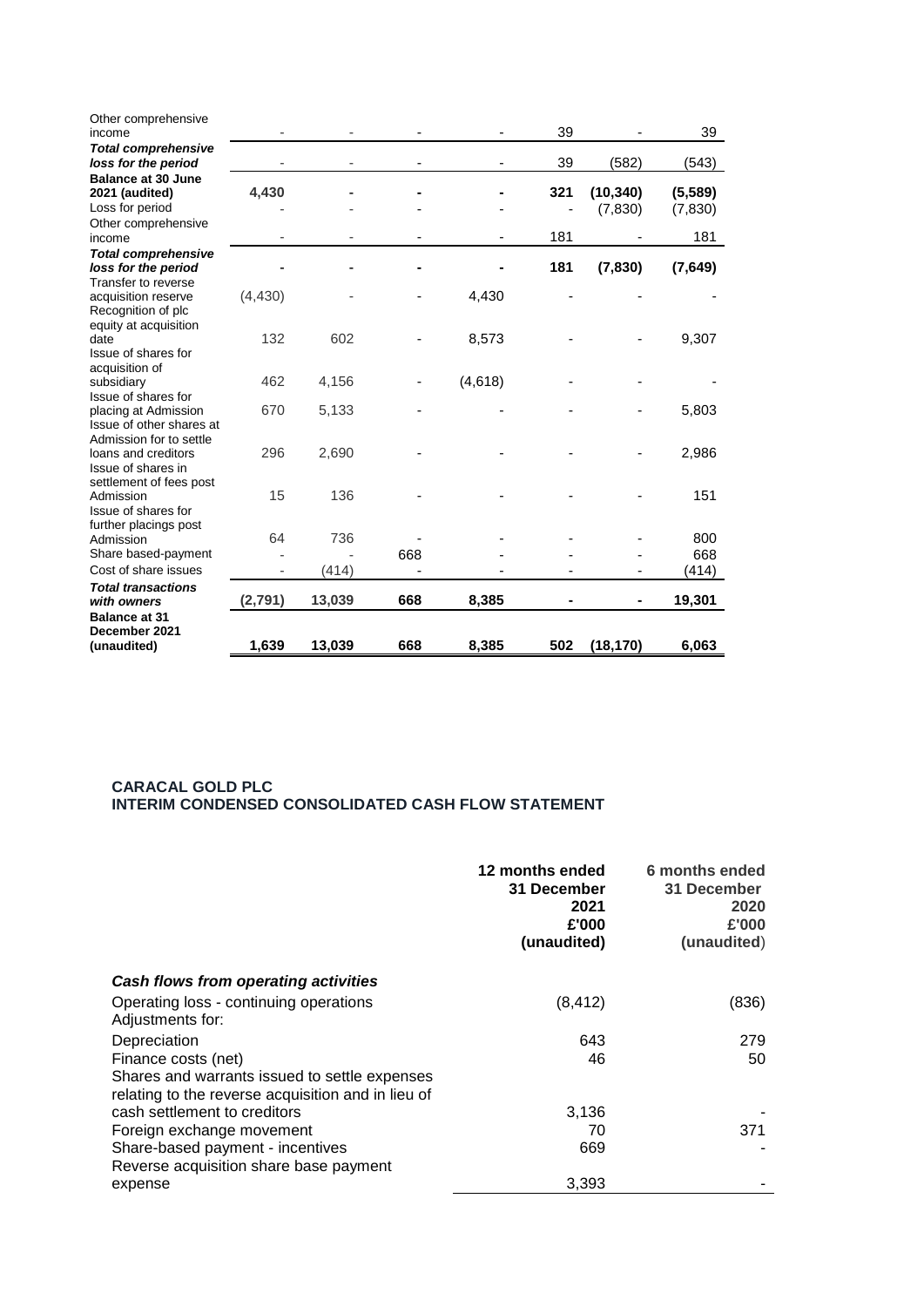| | | | | | | | |
|---|---|---|---|---|---|---|---|
| Other comprehensive income | - | - | - | - | 39 | - | 39 |
| ***Total comprehensive loss for the period*** | - | - | - | - | 39 | (582) | (543) |
| **Balance at 30 June 2021 (audited)** | **4,430** | **-** | **-** | **-** | **321** | **(10,340)** | **(5,589)** |
| Loss for period | - | - | - | - | - | (7,830) | (7,830) |
| Other comprehensive income | - | - | - | - | 181 | - | 181 |
| ***Total comprehensive loss for the period*** | **-** | **-** | **-** | **-** | **181** | **(7,830)** | **(7,649)** |
| Transfer to reverse acquisition reserve | (4,430) | - | - | 4,430 | - | - | - |
| Recognition of plc equity at acquisition date | 132 | 602 | - | 8,573 | - | - | 9,307 |
| Issue of shares for acquisition of subsidiary | 462 | 4,156 | - | (4,618) | - | - | - |
| Issue of shares for placing at Admission | 670 | 5,133 | - | - | - | - | 5,803 |
| Issue of other shares at Admission for to settle loans and creditors | 296 | 2,690 | - | - | - | - | 2,986 |
| Issue of shares in settlement of fees post Admission | 15 | 136 | - | - | - | - | 151 |
| Issue of shares for further placings post Admission | 64 | 736 | - | - | - | - | 800 |
| Share based-payment | - | - | 668 | - | - | - | 668 |
| Cost of share issues | - | (414) | - | - | - | - | (414) |
| ***Total transactions with owners*** | **(2,791)** | **13,039** | **668** | **8,385** | **-** | **-** | **19,301** |
| **Balance at 31 December 2021 (unaudited)** | **1,639** | **13,039** | **668** | **8,385** | **502** | **(18,170)** | **6,063** |

**CARACAL GOLD PLC**
**INTERIM CONDENSED CONSOLIDATED CASH FLOW STATEMENT**

| | 12 months ended 31 December 2021 £'000 (unaudited) | 6 months ended 31 December 2020 £'000 (unaudited) |
|---|---|---|
| ***Cash flows from operating activities*** | | |
| Operating loss - continuing operations | (8,412) | (836) |
| Adjustments for: | | |
| Depreciation | 643 | 279 |
| Finance costs (net) | 46 | 50 |
| Shares and warrants issued to settle expenses relating to the reverse acquisition and in lieu of cash settlement to creditors | 3,136 | - |
| Foreign exchange movement | 70 | 371 |
| Share-based payment - incentives | 669 | - |
| Reverse acquisition share base payment expense | 3,393 | - |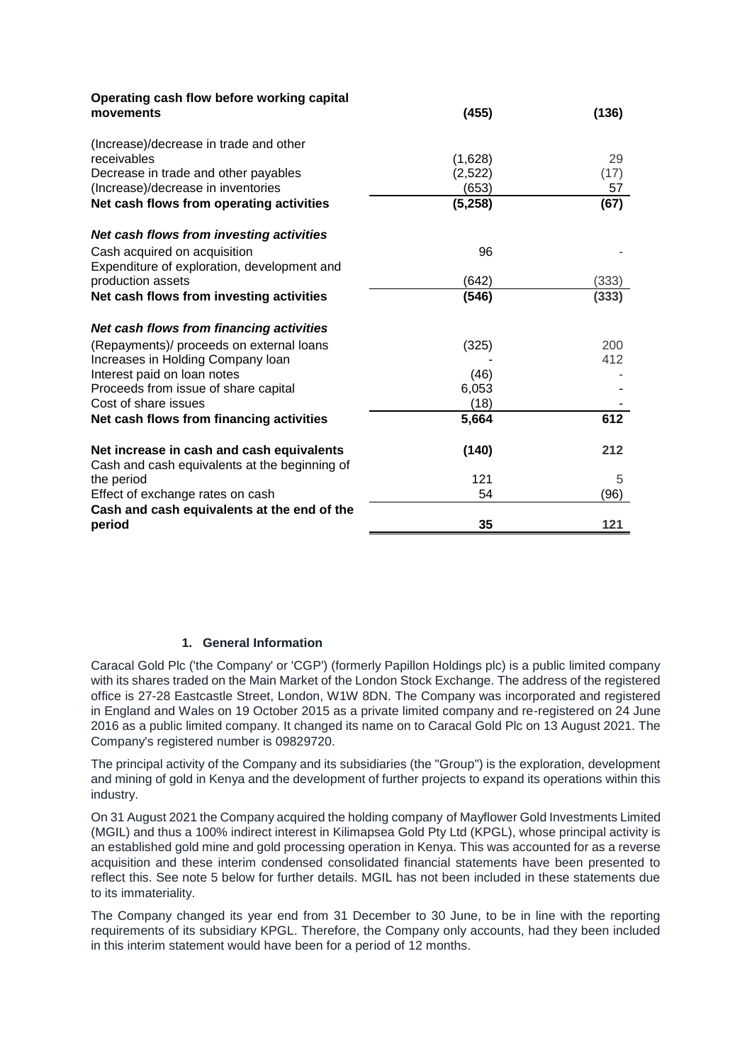| | | |
|---|---|---|
| **Operating cash flow before working capital movements** | **(455)** | **(136)** |
| (Increase)/decrease in trade and other receivables | (1,628) | 29 |
| Decrease in trade and other payables | (2,522) | (17) |
| (Increase)/decrease in inventories | (653) | 57 |
| **Net cash flows from operating activities** | **(5,258)** | **(67)** |
| ***Net cash flows from investing activities*** | | |
| Cash acquired on acquisition | 96 | - |
| Expenditure of exploration, development and production assets | (642) | (333) |
| **Net cash flows from investing activities** | **(546)** | **(333)** |
| ***Net cash flows from financing activities*** | | |
| (Repayments)/ proceeds on external loans | (325) | 200 |
| Increases in Holding Company loan | - | 412 |
| Interest paid on loan notes | (46) | - |
| Proceeds from issue of share capital | 6,053 | - |
| Cost of share issues | (18) | - |
| **Net cash flows from financing activities** | **5,664** | **612** |
| **Net increase in cash and cash equivalents** | **(140)** | **212** |
| Cash and cash equivalents at the beginning of the period | 121 | 5 |
| Effect of exchange rates on cash | 54 | (96) |
| **Cash and cash equivalents at the end of the period** | **35** | **121** |

## 1. General Information

Caracal Gold Plc ('the Company' or 'CGP') (formerly Papillon Holdings plc) is a public limited company with its shares traded on the Main Market of the London Stock Exchange. The address of the registered office is 27-28 Eastcastle Street, London, W1W 8DN. The Company was incorporated and registered in England and Wales on 19 October 2015 as a private limited company and re-registered on 24 June 2016 as a public limited company. It changed its name on to Caracal Gold Plc on 13 August 2021. The Company's registered number is 09829720.

The principal activity of the Company and its subsidiaries (the "Group") is the exploration, development and mining of gold in Kenya and the development of further projects to expand its operations within this industry.

On 31 August 2021 the Company acquired the holding company of Mayflower Gold Investments Limited (MGIL) and thus a 100% indirect interest in Kilimapsea Gold Pty Ltd (KPGL), whose principal activity is an established gold mine and gold processing operation in Kenya. This was accounted for as a reverse acquisition and these interim condensed consolidated financial statements have been presented to reflect this. See note 5 below for further details. MGIL has not been included in these statements due to its immateriality.

The Company changed its year end from 31 December to 30 June, to be in line with the reporting requirements of its subsidiary KPGL. Therefore, the Company only accounts, had they been included in this interim statement would have been for a period of 12 months.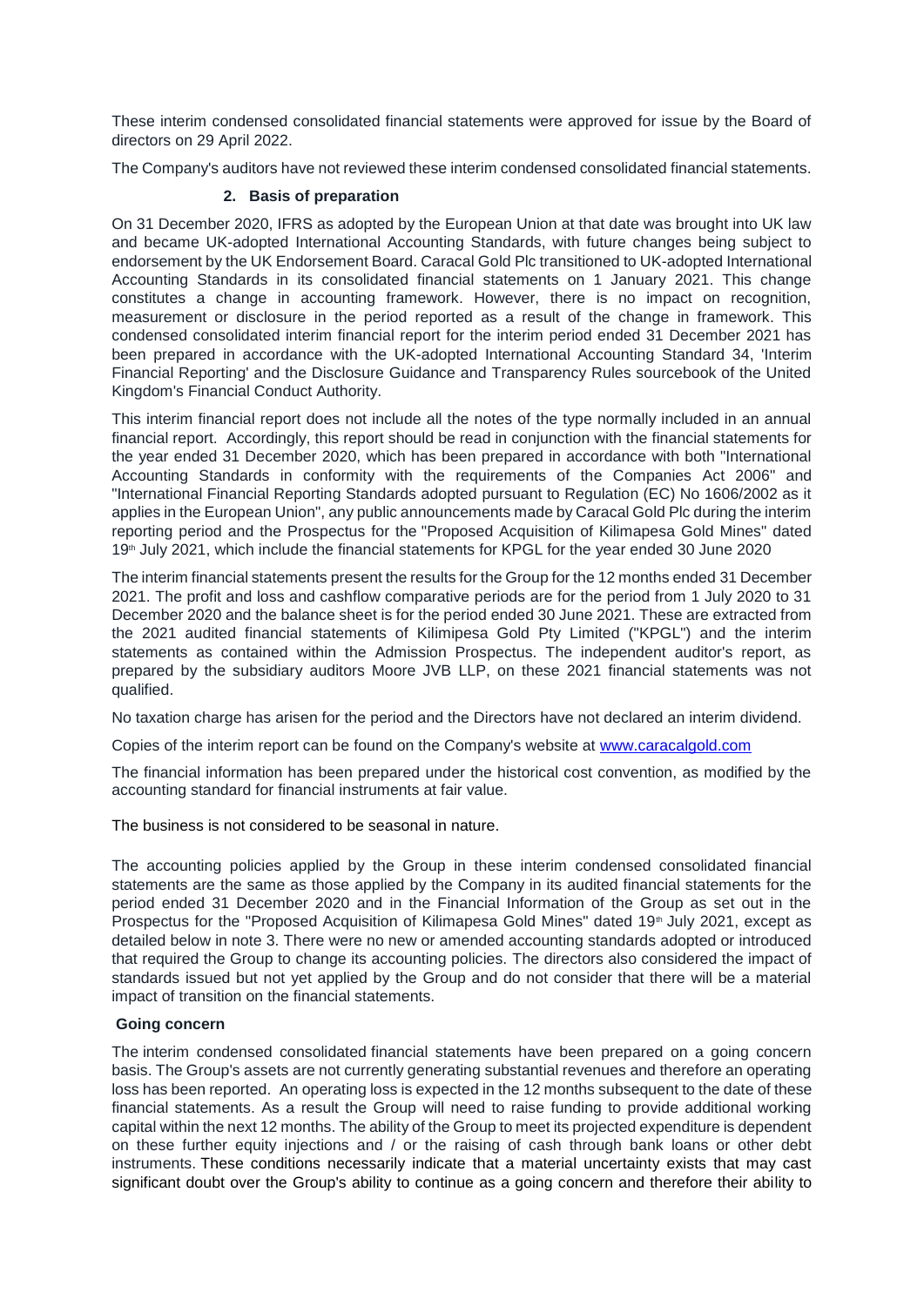These interim condensed consolidated financial statements were approved for issue by the Board of directors on 29 April 2022.

The Company's auditors have not reviewed these interim condensed consolidated financial statements.

## 2. Basis of preparation

On 31 December 2020, IFRS as adopted by the European Union at that date was brought into UK law and became UK-adopted International Accounting Standards, with future changes being subject to endorsement by the UK Endorsement Board. Caracal Gold Plc transitioned to UK-adopted International Accounting Standards in its consolidated financial statements on 1 January 2021. This change constitutes a change in accounting framework. However, there is no impact on recognition, measurement or disclosure in the period reported as a result of the change in framework. This condensed consolidated interim financial report for the interim period ended 31 December 2021 has been prepared in accordance with the UK-adopted International Accounting Standard 34, 'Interim Financial Reporting' and the Disclosure Guidance and Transparency Rules sourcebook of the United Kingdom's Financial Conduct Authority.

This interim financial report does not include all the notes of the type normally included in an annual financial report. Accordingly, this report should be read in conjunction with the financial statements for the year ended 31 December 2020, which has been prepared in accordance with both "International Accounting Standards in conformity with the requirements of the Companies Act 2006" and "International Financial Reporting Standards adopted pursuant to Regulation (EC) No 1606/2002 as it applies in the European Union", any public announcements made by Caracal Gold Plc during the interim reporting period and the Prospectus for the "Proposed Acquisition of Kilimapesa Gold Mines" dated 19th July 2021, which include the financial statements for KPGL for the year ended 30 June 2020

The interim financial statements present the results for the Group for the 12 months ended 31 December 2021. The profit and loss and cashflow comparative periods are for the period from 1 July 2020 to 31 December 2020 and the balance sheet is for the period ended 30 June 2021. These are extracted from the 2021 audited financial statements of Kilimipesa Gold Pty Limited ("KPGL") and the interim statements as contained within the Admission Prospectus. The independent auditor's report, as prepared by the subsidiary auditors Moore JVB LLP, on these 2021 financial statements was not qualified.

No taxation charge has arisen for the period and the Directors have not declared an interim dividend.

Copies of the interim report can be found on the Company's website at www.caracalgold.com

The financial information has been prepared under the historical cost convention, as modified by the accounting standard for financial instruments at fair value.

The business is not considered to be seasonal in nature.

The accounting policies applied by the Group in these interim condensed consolidated financial statements are the same as those applied by the Company in its audited financial statements for the period ended 31 December 2020 and in the Financial Information of the Group as set out in the Prospectus for the "Proposed Acquisition of Kilimapesa Gold Mines" dated 19th July 2021, except as detailed below in note 3. There were no new or amended accounting standards adopted or introduced that required the Group to change its accounting policies. The directors also considered the impact of standards issued but not yet applied by the Group and do not consider that there will be a material impact of transition on the financial statements.

### Going concern

The interim condensed consolidated financial statements have been prepared on a going concern basis. The Group's assets are not currently generating substantial revenues and therefore an operating loss has been reported. An operating loss is expected in the 12 months subsequent to the date of these financial statements. As a result the Group will need to raise funding to provide additional working capital within the next 12 months. The ability of the Group to meet its projected expenditure is dependent on these further equity injections and / or the raising of cash through bank loans or other debt instruments. These conditions necessarily indicate that a material uncertainty exists that may cast significant doubt over the Group's ability to continue as a going concern and therefore their ability to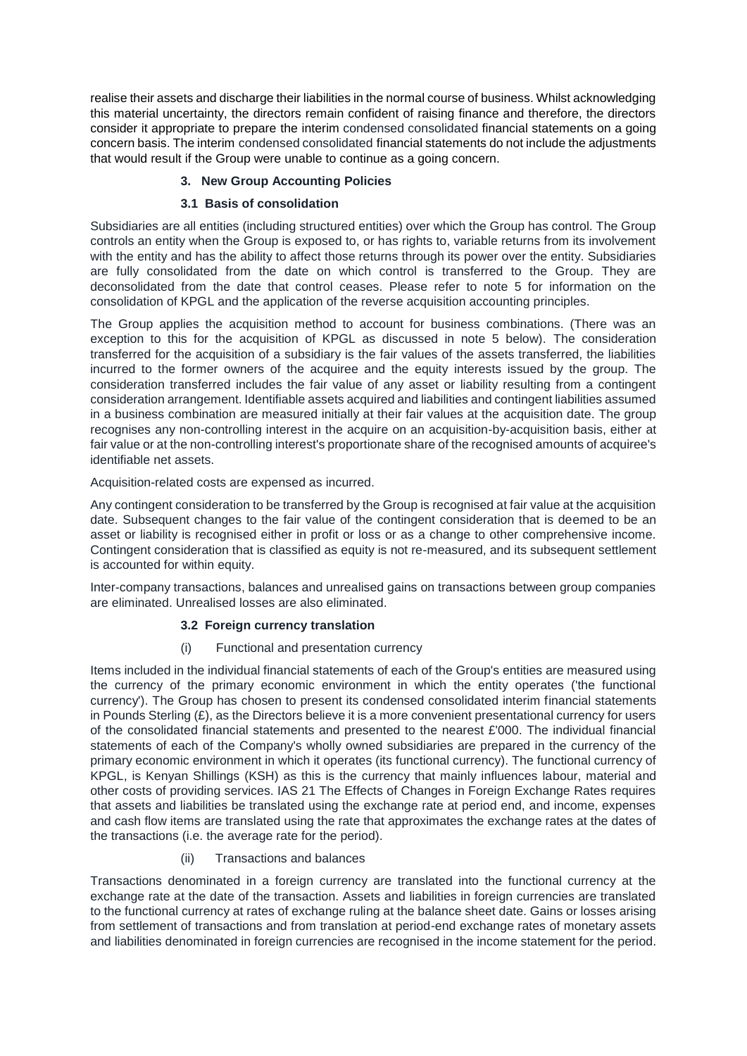realise their assets and discharge their liabilities in the normal course of business. Whilst acknowledging this material uncertainty, the directors remain confident of raising finance and therefore, the directors consider it appropriate to prepare the interim condensed consolidated financial statements on a going concern basis. The interim condensed consolidated financial statements do not include the adjustments that would result if the Group were unable to continue as a going concern.

## 3. New Group Accounting Policies

### 3.1 Basis of consolidation

Subsidiaries are all entities (including structured entities) over which the Group has control. The Group controls an entity when the Group is exposed to, or has rights to, variable returns from its involvement with the entity and has the ability to affect those returns through its power over the entity. Subsidiaries are fully consolidated from the date on which control is transferred to the Group. They are deconsolidated from the date that control ceases. Please refer to note 5 for information on the consolidation of KPGL and the application of the reverse acquisition accounting principles.

The Group applies the acquisition method to account for business combinations. (There was an exception to this for the acquisition of KPGL as discussed in note 5 below). The consideration transferred for the acquisition of a subsidiary is the fair values of the assets transferred, the liabilities incurred to the former owners of the acquiree and the equity interests issued by the group. The consideration transferred includes the fair value of any asset or liability resulting from a contingent consideration arrangement. Identifiable assets acquired and liabilities and contingent liabilities assumed in a business combination are measured initially at their fair values at the acquisition date. The group recognises any non-controlling interest in the acquire on an acquisition-by-acquisition basis, either at fair value or at the non-controlling interest's proportionate share of the recognised amounts of acquiree's identifiable net assets.

Acquisition-related costs are expensed as incurred.

Any contingent consideration to be transferred by the Group is recognised at fair value at the acquisition date. Subsequent changes to the fair value of the contingent consideration that is deemed to be an asset or liability is recognised either in profit or loss or as a change to other comprehensive income. Contingent consideration that is classified as equity is not re-measured, and its subsequent settlement is accounted for within equity.

Inter-company transactions, balances and unrealised gains on transactions between group companies are eliminated. Unrealised losses are also eliminated.

### 3.2 Foreign currency translation

(i) Functional and presentation currency

Items included in the individual financial statements of each of the Group's entities are measured using the currency of the primary economic environment in which the entity operates ('the functional currency'). The Group has chosen to present its condensed consolidated interim financial statements in Pounds Sterling (£), as the Directors believe it is a more convenient presentational currency for users of the consolidated financial statements and presented to the nearest £'000. The individual financial statements of each of the Company's wholly owned subsidiaries are prepared in the currency of the primary economic environment in which it operates (its functional currency). The functional currency of KPGL, is Kenyan Shillings (KSH) as this is the currency that mainly influences labour, material and other costs of providing services. IAS 21 The Effects of Changes in Foreign Exchange Rates requires that assets and liabilities be translated using the exchange rate at period end, and income, expenses and cash flow items are translated using the rate that approximates the exchange rates at the dates of the transactions (i.e. the average rate for the period).

(ii) Transactions and balances

Transactions denominated in a foreign currency are translated into the functional currency at the exchange rate at the date of the transaction. Assets and liabilities in foreign currencies are translated to the functional currency at rates of exchange ruling at the balance sheet date. Gains or losses arising from settlement of transactions and from translation at period-end exchange rates of monetary assets and liabilities denominated in foreign currencies are recognised in the income statement for the period.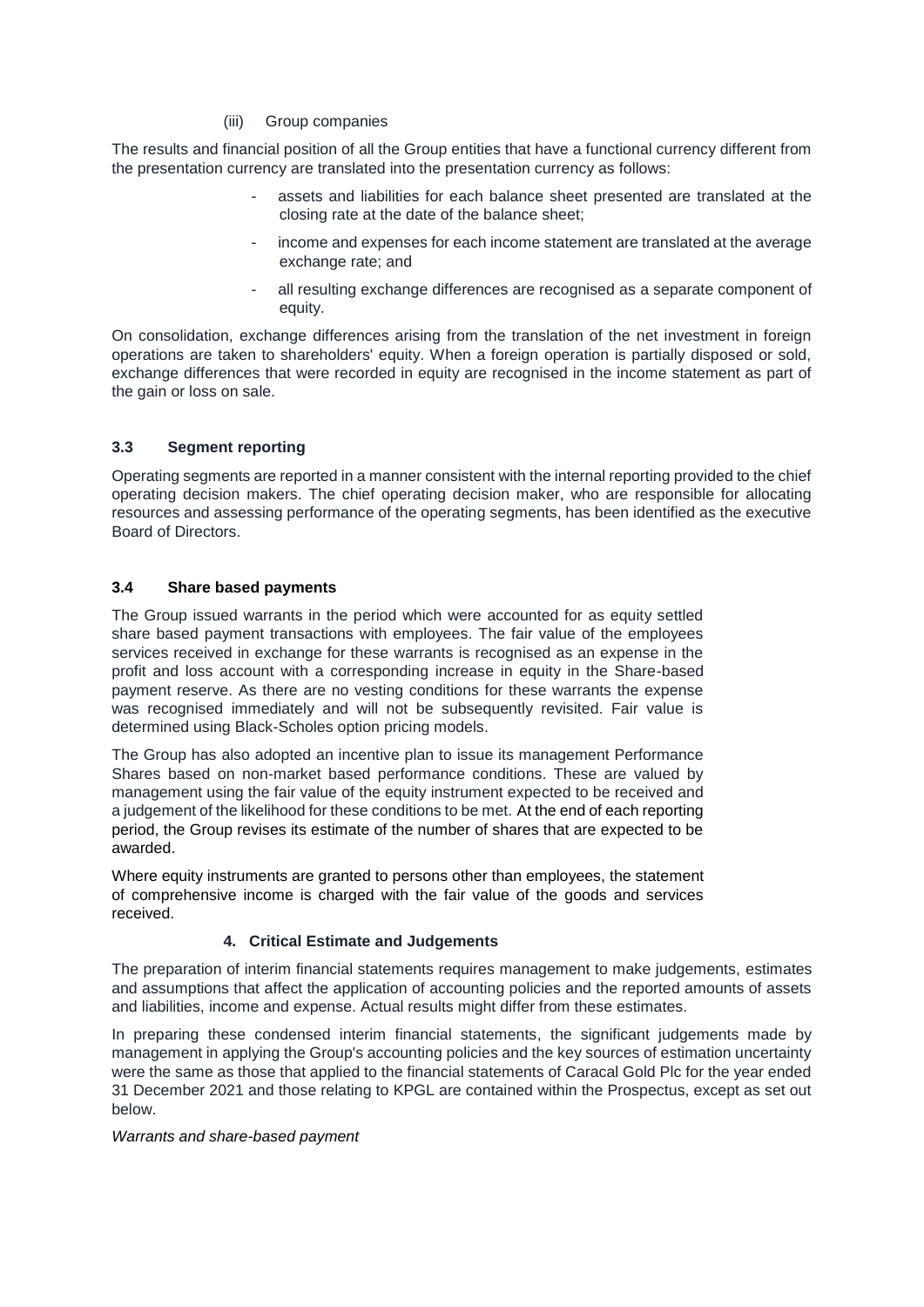(iii) Group companies

The results and financial position of all the Group entities that have a functional currency different from the presentation currency are translated into the presentation currency as follows:

- assets and liabilities for each balance sheet presented are translated at the closing rate at the date of the balance sheet;
- income and expenses for each income statement are translated at the average exchange rate; and
- all resulting exchange differences are recognised as a separate component of equity.

On consolidation, exchange differences arising from the translation of the net investment in foreign operations are taken to shareholders' equity. When a foreign operation is partially disposed or sold, exchange differences that were recorded in equity are recognised in the income statement as part of the gain or loss on sale.

### 3.3 Segment reporting

Operating segments are reported in a manner consistent with the internal reporting provided to the chief operating decision makers. The chief operating decision maker, who are responsible for allocating resources and assessing performance of the operating segments, has been identified as the executive Board of Directors.

### 3.4 Share based payments

The Group issued warrants in the period which were accounted for as equity settled share based payment transactions with employees. The fair value of the employees services received in exchange for these warrants is recognised as an expense in the profit and loss account with a corresponding increase in equity in the Share-based payment reserve. As there are no vesting conditions for these warrants the expense was recognised immediately and will not be subsequently revisited. Fair value is determined using Black-Scholes option pricing models.

The Group has also adopted an incentive plan to issue its management Performance Shares based on non-market based performance conditions. These are valued by management using the fair value of the equity instrument expected to be received and a judgement of the likelihood for these conditions to be met. At the end of each reporting period, the Group revises its estimate of the number of shares that are expected to be awarded.

Where equity instruments are granted to persons other than employees, the statement of comprehensive income is charged with the fair value of the goods and services received.

## 4. Critical Estimate and Judgements

The preparation of interim financial statements requires management to make judgements, estimates and assumptions that affect the application of accounting policies and the reported amounts of assets and liabilities, income and expense. Actual results might differ from these estimates.

In preparing these condensed interim financial statements, the significant judgements made by management in applying the Group's accounting policies and the key sources of estimation uncertainty were the same as those that applied to the financial statements of Caracal Gold Plc for the year ended 31 December 2021 and those relating to KPGL are contained within the Prospectus, except as set out below.

*Warrants and share-based payment*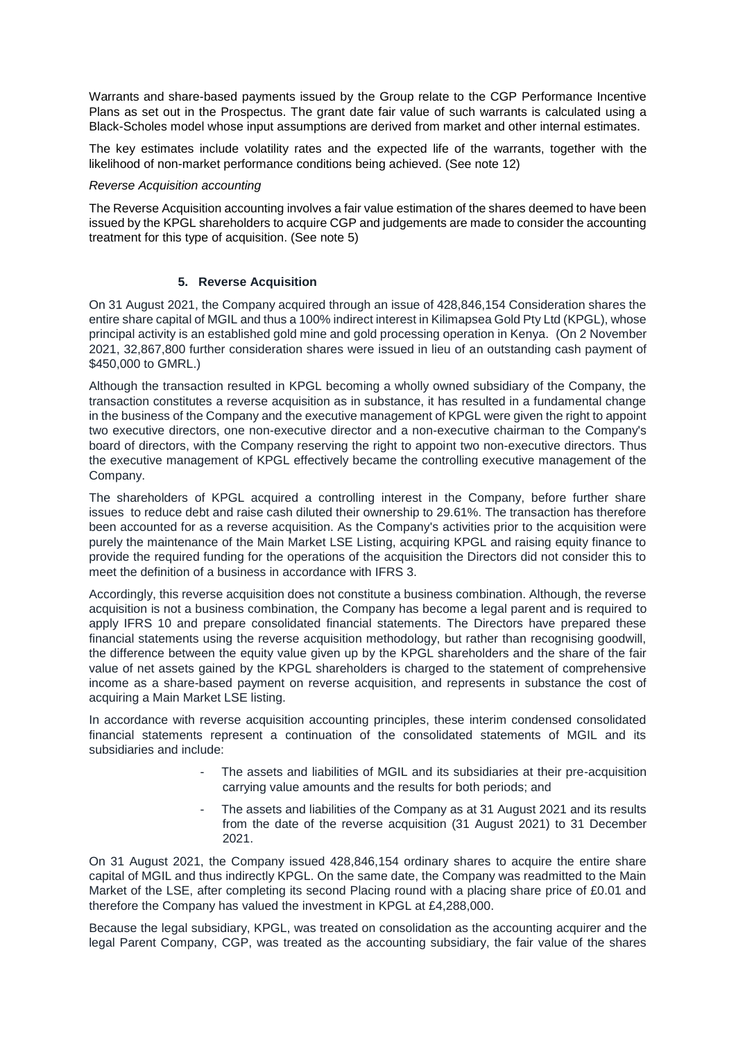Warrants and share-based payments issued by the Group relate to the CGP Performance Incentive Plans as set out in the Prospectus. The grant date fair value of such warrants is calculated using a Black-Scholes model whose input assumptions are derived from market and other internal estimates.

The key estimates include volatility rates and the expected life of the warrants, together with the likelihood of non-market performance conditions being achieved. (See note 12)

*Reverse Acquisition accounting*

The Reverse Acquisition accounting involves a fair value estimation of the shares deemed to have been issued by the KPGL shareholders to acquire CGP and judgements are made to consider the accounting treatment for this type of acquisition. (See note 5)

## 5. Reverse Acquisition

On 31 August 2021, the Company acquired through an issue of 428,846,154 Consideration shares the entire share capital of MGIL and thus a 100% indirect interest in Kilimapsea Gold Pty Ltd (KPGL), whose principal activity is an established gold mine and gold processing operation in Kenya. (On 2 November 2021, 32,867,800 further consideration shares were issued in lieu of an outstanding cash payment of $450,000 to GMRL.)

Although the transaction resulted in KPGL becoming a wholly owned subsidiary of the Company, the transaction constitutes a reverse acquisition as in substance, it has resulted in a fundamental change in the business of the Company and the executive management of KPGL were given the right to appoint two executive directors, one non-executive director and a non-executive chairman to the Company's board of directors, with the Company reserving the right to appoint two non-executive directors. Thus the executive management of KPGL effectively became the controlling executive management of the Company.

The shareholders of KPGL acquired a controlling interest in the Company, before further share issues to reduce debt and raise cash diluted their ownership to 29.61%. The transaction has therefore been accounted for as a reverse acquisition. As the Company's activities prior to the acquisition were purely the maintenance of the Main Market LSE Listing, acquiring KPGL and raising equity finance to provide the required funding for the operations of the acquisition the Directors did not consider this to meet the definition of a business in accordance with IFRS 3.

Accordingly, this reverse acquisition does not constitute a business combination. Although, the reverse acquisition is not a business combination, the Company has become a legal parent and is required to apply IFRS 10 and prepare consolidated financial statements. The Directors have prepared these financial statements using the reverse acquisition methodology, but rather than recognising goodwill, the difference between the equity value given up by the KPGL shareholders and the share of the fair value of net assets gained by the KPGL shareholders is charged to the statement of comprehensive income as a share-based payment on reverse acquisition, and represents in substance the cost of acquiring a Main Market LSE listing.

In accordance with reverse acquisition accounting principles, these interim condensed consolidated financial statements represent a continuation of the consolidated statements of MGIL and its subsidiaries and include:

- The assets and liabilities of MGIL and its subsidiaries at their pre-acquisition carrying value amounts and the results for both periods; and
- The assets and liabilities of the Company as at 31 August 2021 and its results from the date of the reverse acquisition (31 August 2021) to 31 December 2021.

On 31 August 2021, the Company issued 428,846,154 ordinary shares to acquire the entire share capital of MGIL and thus indirectly KPGL. On the same date, the Company was readmitted to the Main Market of the LSE, after completing its second Placing round with a placing share price of £0.01 and therefore the Company has valued the investment in KPGL at £4,288,000.

Because the legal subsidiary, KPGL, was treated on consolidation as the accounting acquirer and the legal Parent Company, CGP, was treated as the accounting subsidiary, the fair value of the shares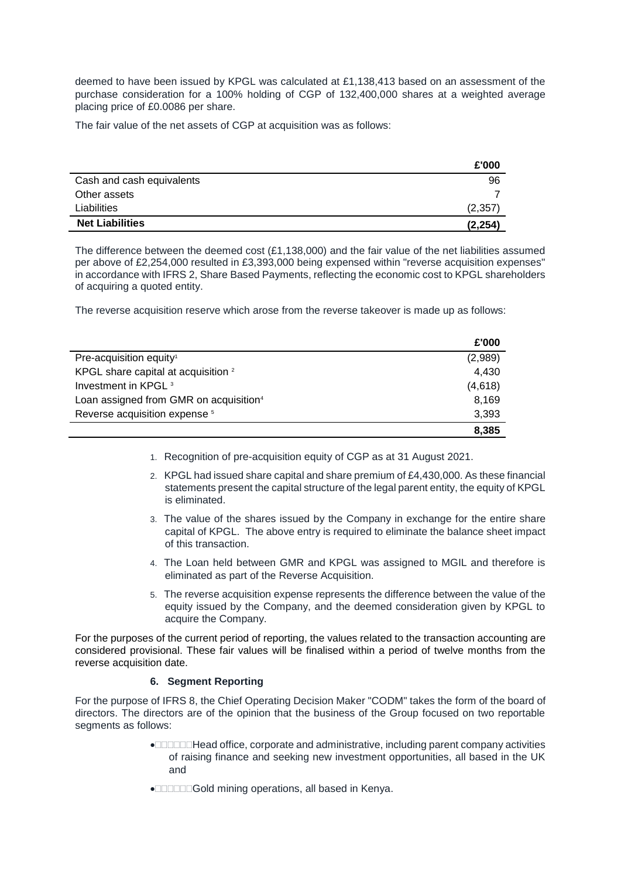deemed to have been issued by KPGL was calculated at £1,138,413 based on an assessment of the purchase consideration for a 100% holding of CGP of 132,400,000 shares at a weighted average placing price of £0.0086 per share.

The fair value of the net assets of CGP at acquisition was as follows:

| | £'000 |
|---|---|
| Cash and cash equivalents | 96 |
| Other assets | 7 |
| Liabilities | (2,357) |
| **Net Liabilities** | **(2,254)** |

The difference between the deemed cost (£1,138,000) and the fair value of the net liabilities assumed per above of £2,254,000 resulted in £3,393,000 being expensed within "reverse acquisition expenses" in accordance with IFRS 2, Share Based Payments, reflecting the economic cost to KPGL shareholders of acquiring a quoted entity.

The reverse acquisition reserve which arose from the reverse takeover is made up as follows:

| | £'000 |
|---|---|
| Pre-acquisition equity[1] | (2,989) |
| KPGL share capital at acquisition [2] | 4,430 |
| Investment in KPGL [3] | (4,618) |
| Loan assigned from GMR on acquisition[4] | 8,169 |
| Reverse acquisition expense [5] | 3,393 |
| | **8,385** |

1. Recognition of pre-acquisition equity of CGP as at 31 August 2021.
2. KPGL had issued share capital and share premium of £4,430,000. As these financial statements present the capital structure of the legal parent entity, the equity of KPGL is eliminated.
3. The value of the shares issued by the Company in exchange for the entire share capital of KPGL. The above entry is required to eliminate the balance sheet impact of this transaction.
4. The Loan held between GMR and KPGL was assigned to MGIL and therefore is eliminated as part of the Reverse Acquisition.
5. The reverse acquisition expense represents the difference between the value of the equity issued by the Company, and the deemed consideration given by KPGL to acquire the Company.

For the purposes of the current period of reporting, the values related to the transaction accounting are considered provisional. These fair values will be finalised within a period of twelve months from the reverse acquisition date.

## 6. Segment Reporting

For the purpose of IFRS 8, the Chief Operating Decision Maker "CODM" takes the form of the board of directors. The directors are of the opinion that the business of the Group focused on two reportable segments as follows:

- Head office, corporate and administrative, including parent company activities of raising finance and seeking new investment opportunities, all based in the UK and
- Gold mining operations, all based in Kenya.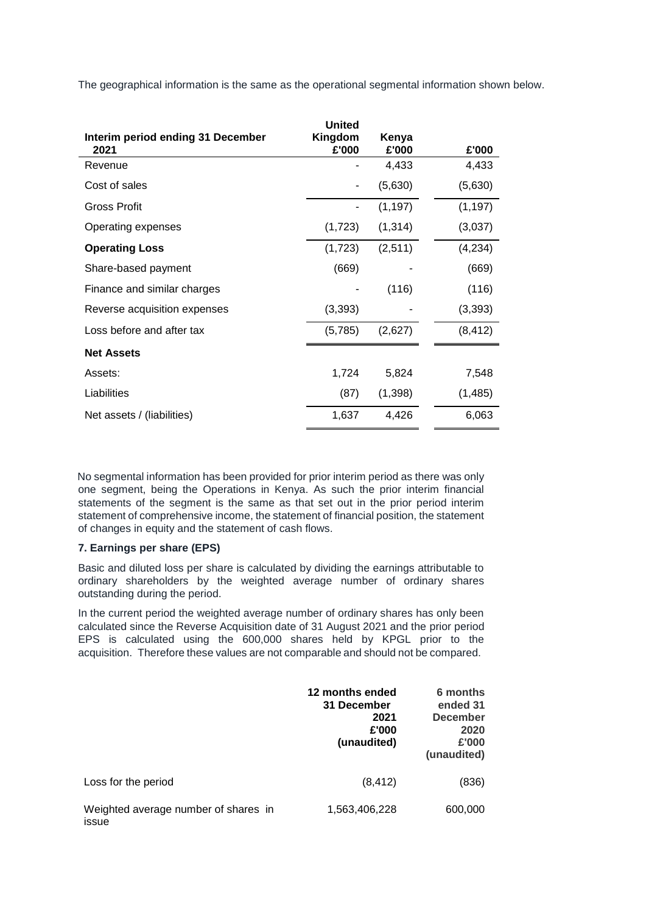The geographical information is the same as the operational segmental information shown below.

| Interim period ending 31 December 2021 | United Kingdom £'000 | Kenya £'000 | £'000 |
|---|---|---|---|
| Revenue | - | 4,433 | 4,433 |
| Cost of sales | - | (5,630) | (5,630) |
| Gross Profit | - | (1,197) | (1,197) |
| Operating expenses | (1,723) | (1,314) | (3,037) |
| **Operating Loss** | (1,723) | (2,511) | (4,234) |
| Share-based payment | (669) | - | (669) |
| Finance and similar charges | - | (116) | (116) |
| Reverse acquisition expenses | (3,393) | - | (3,393) |
| Loss before and after tax | (5,785) | (2,627) | (8,412) |
| **Net Assets** | | | |
| Assets: | 1,724 | 5,824 | 7,548 |
| Liabilities | (87) | (1,398) | (1,485) |
| Net assets / (liabilities) | 1,637 | 4,426 | 6,063 |

No segmental information has been provided for prior interim period as there was only one segment, being the Operations in Kenya. As such the prior interim financial statements of the segment is the same as that set out in the prior period interim statement of comprehensive income, the statement of financial position, the statement of changes in equity and the statement of cash flows.

**7. Earnings per share (EPS)**

Basic and diluted loss per share is calculated by dividing the earnings attributable to ordinary shareholders by the weighted average number of ordinary shares outstanding during the period.

In the current period the weighted average number of ordinary shares has only been calculated since the Reverse Acquisition date of 31 August 2021 and the prior period EPS is calculated using the 600,000 shares held by KPGL prior to the acquisition. Therefore these values are not comparable and should not be compared.

| | 12 months ended 31 December 2021 £'000 (unaudited) | 6 months ended 31 December 2020 £'000 (unaudited) |
|---|---|---|
| Loss for the period | (8,412) | (836) |
| Weighted average number of shares in issue | 1,563,406,228 | 600,000 |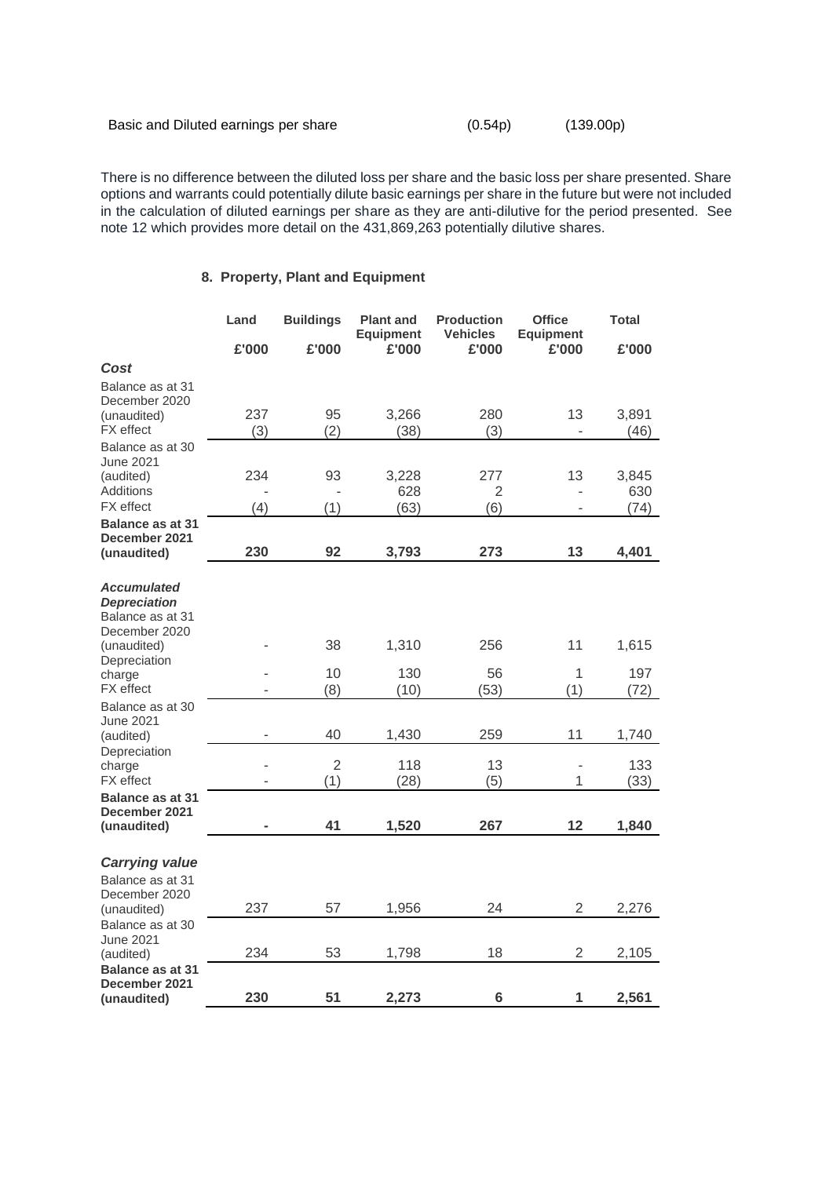| Basic and Diluted earnings per share | (0.54p) | (139.00p) |
|---|---|---|

There is no difference between the diluted loss per share and the basic loss per share presented. Share options and warrants could potentially dilute basic earnings per share in the future but were not included in the calculation of diluted earnings per share as they are anti-dilutive for the period presented. See note 12 which provides more detail on the 431,869,263 potentially dilutive shares.

## 8. Property, Plant and Equipment

| | Land | Buildings | Plant and Equipment | Production Vehicles | Office Equipment | Total |
|---|---|---|---|---|---|---|
| | £'000 | £'000 | £'000 | £'000 | £'000 | £'000 |
| ***Cost*** | | | | | | |
| Balance as at 31 December 2020 (unaudited) | 237 | 95 | 3,266 | 280 | 13 | 3,891 |
| FX effect | (3) | (2) | (38) | (3) | - | (46) |
| Balance as at 30 June 2021 (audited) | 234 | 93 | 3,228 | 277 | 13 | 3,845 |
| Additions | - | - | 628 | 2 | - | 630 |
| FX effect | (4) | (1) | (63) | (6) | - | (74) |
| **Balance as at 31 December 2021 (unaudited)** | **230** | **92** | **3,793** | **273** | **13** | **4,401** |
| ***Accumulated Depreciation*** | | | | | | |
| Balance as at 31 December 2020 (unaudited) | - | 38 | 1,310 | 256 | 11 | 1,615 |
| Depreciation charge | - | 10 | 130 | 56 | 1 | 197 |
| FX effect | - | (8) | (10) | (53) | (1) | (72) |
| Balance as at 30 June 2021 (audited) | - | 40 | 1,430 | 259 | 11 | 1,740 |
| Depreciation charge | - | 2 | 118 | 13 | - | 133 |
| FX effect | - | (1) | (28) | (5) | 1 | (33) |
| **Balance as at 31 December 2021 (unaudited)** | **-** | **41** | **1,520** | **267** | **12** | **1,840** |
| ***Carrying value*** | | | | | | |
| Balance as at 31 December 2020 (unaudited) | 237 | 57 | 1,956 | 24 | 2 | 2,276 |
| Balance as at 30 June 2021 (audited) | 234 | 53 | 1,798 | 18 | 2 | 2,105 |
| **Balance as at 31 December 2021 (unaudited)** | **230** | **51** | **2,273** | **6** | **1** | **2,561** |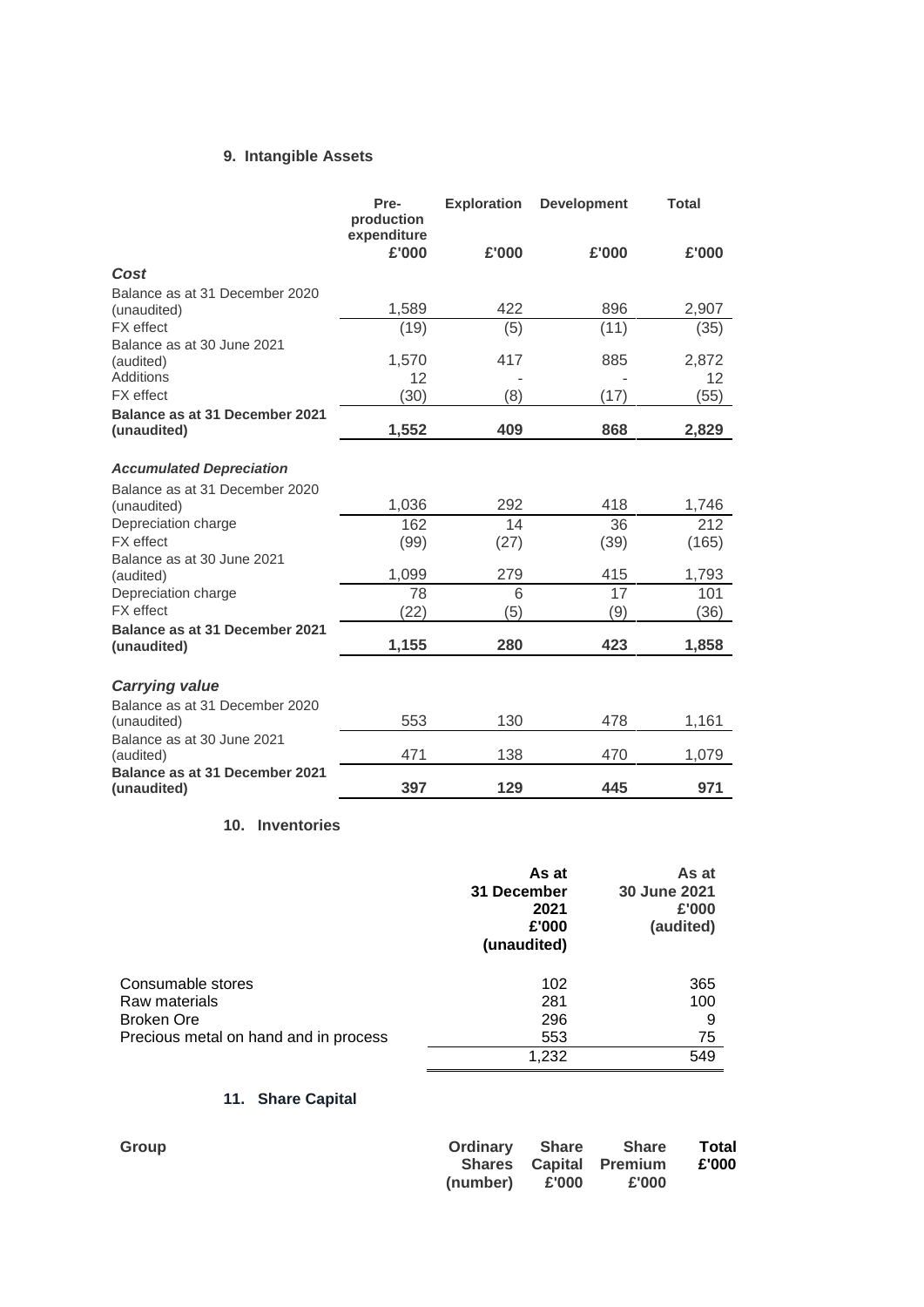### 9. Intangible Assets

| | Pre-production expenditure | Exploration | Development | Total |
|---|---|---|---|---|
| | £'000 | £'000 | £'000 | £'000 |
| ***Cost*** | | | | |
| Balance as at 31 December 2020 (unaudited) | 1,589 | 422 | 896 | 2,907 |
| FX effect | (19) | (5) | (11) | (35) |
| Balance as at 30 June 2021 (audited) | 1,570 | 417 | 885 | 2,872 |
| Additions | 12 | - | - | 12 |
| FX effect | (30) | (8) | (17) | (55) |
| **Balance as at 31 December 2021 (unaudited)** | **1,552** | **409** | **868** | **2,829** |
| | | | | |
| ***Accumulated Depreciation*** | | | | |
| Balance as at 31 December 2020 (unaudited) | 1,036 | 292 | 418 | 1,746 |
| Depreciation charge | 162 | 14 | 36 | 212 |
| FX effect | (99) | (27) | (39) | (165) |
| Balance as at 30 June 2021 (audited) | 1,099 | 279 | 415 | 1,793 |
| Depreciation charge | 78 | 6 | 17 | 101 |
| FX effect | (22) | (5) | (9) | (36) |
| **Balance as at 31 December 2021 (unaudited)** | **1,155** | **280** | **423** | **1,858** |
| | | | | |
| ***Carrying value*** | | | | |
| Balance as at 31 December 2020 (unaudited) | 553 | 130 | 478 | 1,161 |
| Balance as at 30 June 2021 (audited) | 471 | 138 | 470 | 1,079 |
| **Balance as at 31 December 2021 (unaudited)** | **397** | **129** | **445** | **971** |

### 10. Inventories

| | As at 31 December 2021 £'000 (unaudited) | As at 30 June 2021 £'000 (audited) |
|---|---|---|
| Consumable stores | 102 | 365 |
| Raw materials | 281 | 100 |
| Broken Ore | 296 | 9 |
| Precious metal on hand and in process | 553 | 75 |
| | 1,232 | 549 |

### 11. Share Capital

| Group | Ordinary Shares (number) | Share Capital £'000 | Share Premium £'000 | Total £'000 |
|---|---|---|---|---|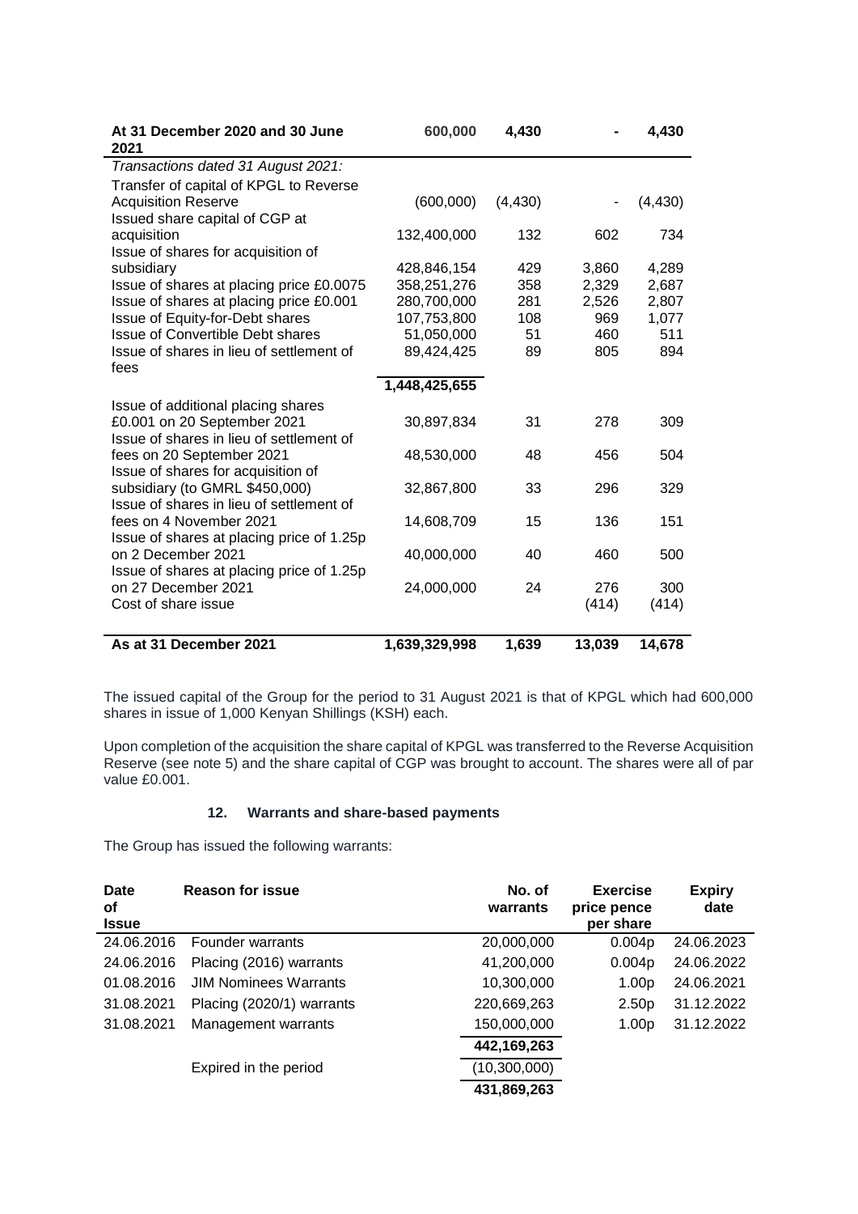| | | | | |
|---|---|---|---|---|
| **At 31 December 2020 and 30 June 2021** | **600,000** | **4,430** | **-** | **4,430** |
| *Transactions dated 31 August 2021:* | | | | |
| Transfer of capital of KPGL to Reverse Acquisition Reserve | (600,000) | (4,430) | - | (4,430) |
| Issued share capital of CGP at acquisition | 132,400,000 | 132 | 602 | 734 |
| Issue of shares for acquisition of subsidiary | 428,846,154 | 429 | 3,860 | 4,289 |
| Issue of shares at placing price £0.0075 | 358,251,276 | 358 | 2,329 | 2,687 |
| Issue of shares at placing price £0.001 | 280,700,000 | 281 | 2,526 | 2,807 |
| Issue of Equity-for-Debt shares | 107,753,800 | 108 | 969 | 1,077 |
| Issue of Convertible Debt shares | 51,050,000 | 51 | 460 | 511 |
| Issue of shares in lieu of settlement of fees | 89,424,425 | 89 | 805 | 894 |
| | 1,448,425,655 | | | |
| Issue of additional placing shares £0.001 on 20 September 2021 | 30,897,834 | 31 | 278 | 309 |
| Issue of shares in lieu of settlement of fees on 20 September 2021 | 48,530,000 | 48 | 456 | 504 |
| Issue of shares for acquisition of subsidiary (to GMRL $450,000) | 32,867,800 | 33 | 296 | 329 |
| Issue of shares in lieu of settlement of fees on 4 November 2021 | 14,608,709 | 15 | 136 | 151 |
| Issue of shares at placing price of 1.25p on 2 December 2021 | 40,000,000 | 40 | 460 | 500 |
| Issue of shares at placing price of 1.25p on 27 December 2021 | 24,000,000 | 24 | 276 | 300 |
| Cost of share issue | | | (414) | (414) |
| **As at 31 December 2021** | **1,639,329,998** | **1,639** | **13,039** | **14,678** |

The issued capital of the Group for the period to 31 August 2021 is that of KPGL which had 600,000 shares in issue of 1,000 Kenyan Shillings (KSH) each.

Upon completion of the acquisition the share capital of KPGL was transferred to the Reverse Acquisition Reserve (see note 5) and the share capital of CGP was brought to account. The shares were all of par value £0.001.

## 12. Warrants and share-based payments

The Group has issued the following warrants:

| Date of Issue | Reason for issue | No. of warrants | Exercise price pence per share | Expiry date |
|---|---|---|---|---|
| 24.06.2016 | Founder warrants | 20,000,000 | 0.004p | 24.06.2023 |
| 24.06.2016 | Placing (2016) warrants | 41,200,000 | 0.004p | 24.06.2022 |
| 01.08.2016 | JIM Nominees Warrants | 10,300,000 | 1.00p | 24.06.2021 |
| 31.08.2021 | Placing (2020/1) warrants | 220,669,263 | 2.50p | 31.12.2022 |
| 31.08.2021 | Management warrants | 150,000,000 | 1.00p | 31.12.2022 |
| | | **442,169,263** | | |
| | Expired in the period | (10,300,000) | | |
| | | **431,869,263** | | |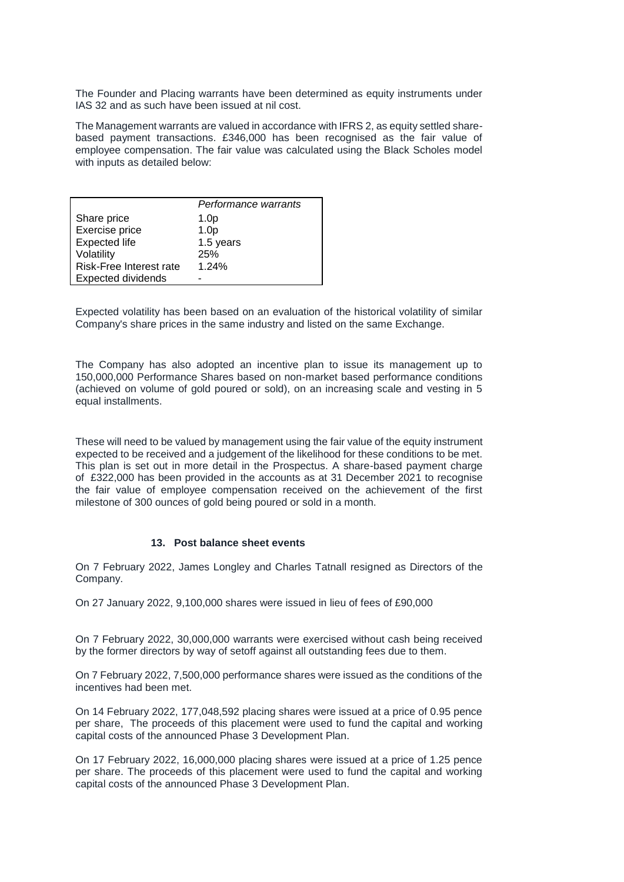The Founder and Placing warrants have been determined as equity instruments under IAS 32 and as such have been issued at nil cost.

The Management warrants are valued in accordance with IFRS 2, as equity settled share-based payment transactions. £346,000 has been recognised as the fair value of employee compensation. The fair value was calculated using the Black Scholes model with inputs as detailed below:

| | *Performance warrants* |
|---|---|
| Share price | 1.0p |
| Exercise price | 1.0p |
| Expected life | 1.5 years |
| Volatility | 25% |
| Risk-Free Interest rate | 1.24% |
| Expected dividends | - |

Expected volatility has been based on an evaluation of the historical volatility of similar Company's share prices in the same industry and listed on the same Exchange.

The Company has also adopted an incentive plan to issue its management up to 150,000,000 Performance Shares based on non-market based performance conditions (achieved on volume of gold poured or sold), on an increasing scale and vesting in 5 equal installments.

These will need to be valued by management using the fair value of the equity instrument expected to be received and a judgement of the likelihood for these conditions to be met. This plan is set out in more detail in the Prospectus. A share-based payment charge of £322,000 has been provided in the accounts as at 31 December 2021 to recognise the fair value of employee compensation received on the achievement of the first milestone of 300 ounces of gold being poured or sold in a month.

## 13. Post balance sheet events

On 7 February 2022, James Longley and Charles Tatnall resigned as Directors of the Company.

On 27 January 2022, 9,100,000 shares were issued in lieu of fees of £90,000

On 7 February 2022, 30,000,000 warrants were exercised without cash being received by the former directors by way of setoff against all outstanding fees due to them.

On 7 February 2022, 7,500,000 performance shares were issued as the conditions of the incentives had been met.

On 14 February 2022, 177,048,592 placing shares were issued at a price of 0.95 pence per share, The proceeds of this placement were used to fund the capital and working capital costs of the announced Phase 3 Development Plan.

On 17 February 2022, 16,000,000 placing shares were issued at a price of 1.25 pence per share. The proceeds of this placement were used to fund the capital and working capital costs of the announced Phase 3 Development Plan.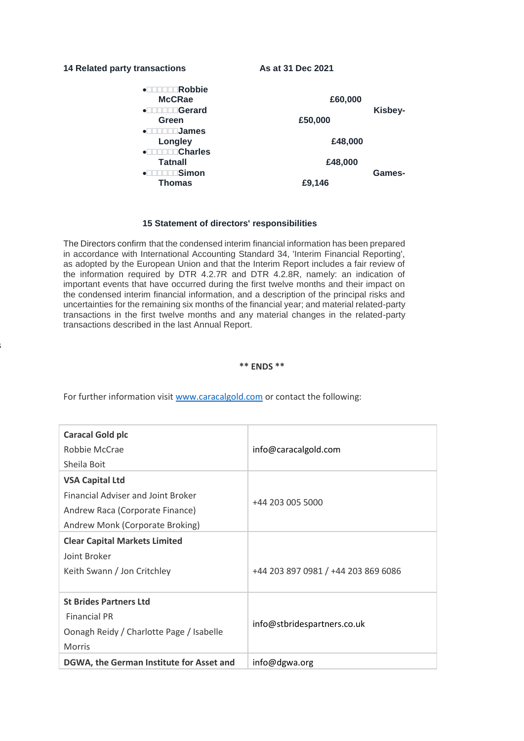**14 Related party transactions** **As at 31 Dec 2021**

| Name | Amount |
|---|---|
| Robbie McCRae | £60,000 |
| Gerard Kisbey-Green | £50,000 |
| James Longley | £48,000 |
| Charles Tatnall | £48,000 |
| Simon Games-Thomas | £9,146 |

**15 Statement of directors' responsibilities**

The Directors confirm that the condensed interim financial information has been prepared in accordance with International Accounting Standard 34, 'Interim Financial Reporting', as adopted by the European Union and that the Interim Report includes a fair review of the information required by DTR 4.2.7R and DTR 4.2.8R, namely: an indication of important events that have occurred during the first twelve months and their impact on the condensed interim financial information, and a description of the principal risks and uncertainties for the remaining six months of the financial year; and material related-party transactions in the first twelve months and any material changes in the related-party transactions described in the last Annual Report.

**** ENDS ****

For further information visit [www.caracalgold.com](http://www.caracalgold.com) or contact the following:

| | |
|---|---|
| **Caracal Gold plc**<br>Robbie McCrae<br>Sheila Boit | info@caracalgold.com |
| **VSA Capital Ltd**<br>Financial Adviser and Joint Broker<br>Andrew Raca (Corporate Finance)<br>Andrew Monk (Corporate Broking) | +44 203 005 5000 |
| **Clear Capital Markets Limited**<br>Joint Broker<br>Keith Swann / Jon Critchley | +44 203 897 0981 / +44 203 869 6086 |
| **St Brides Partners Ltd**<br>Financial PR<br>Oonagh Reidy / Charlotte Page / Isabelle Morris | info@stbridespartners.co.uk |
| **DGWA, the German Institute for Asset and** | info@dgwa.org |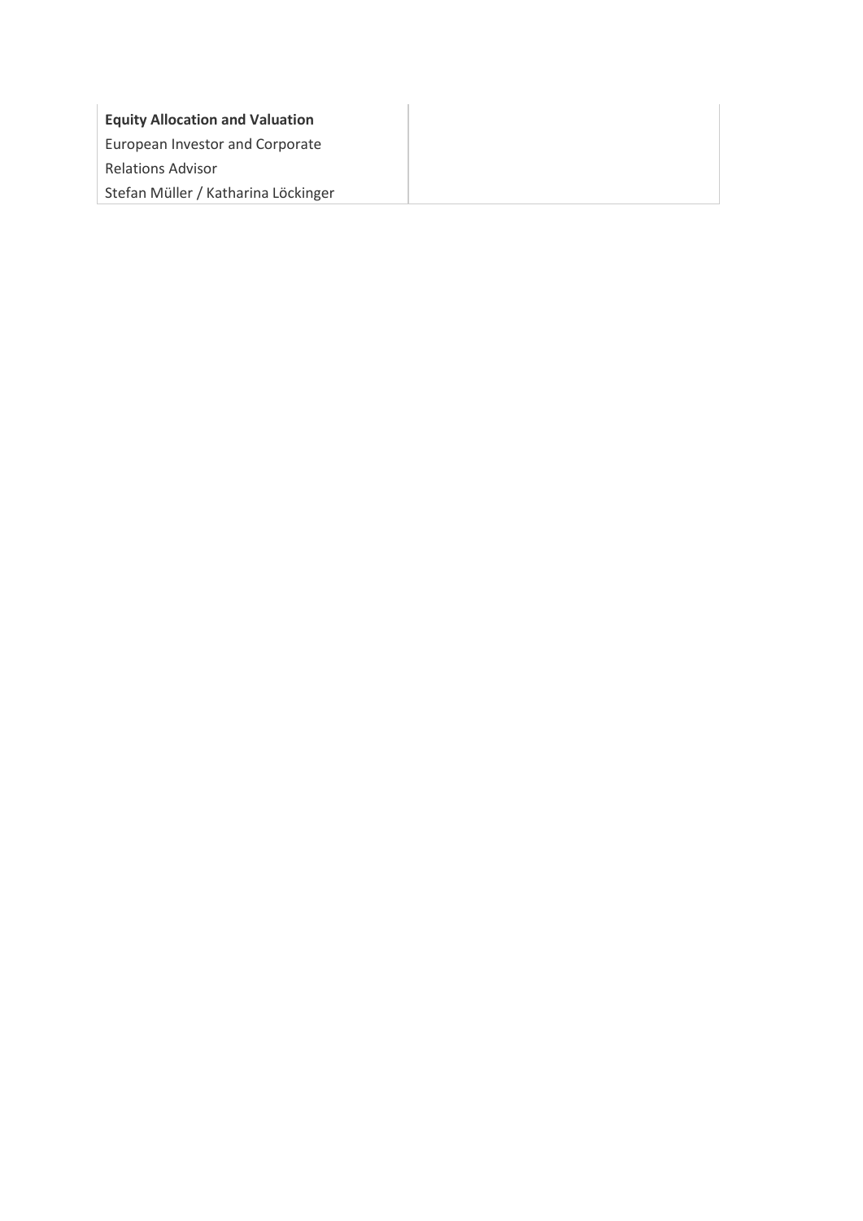| | |
|---|---|
| **Equity Allocation and Valuation**<br>European Investor and Corporate<br>Relations Advisor<br>Stefan Müller / Katharina Löckinger | |